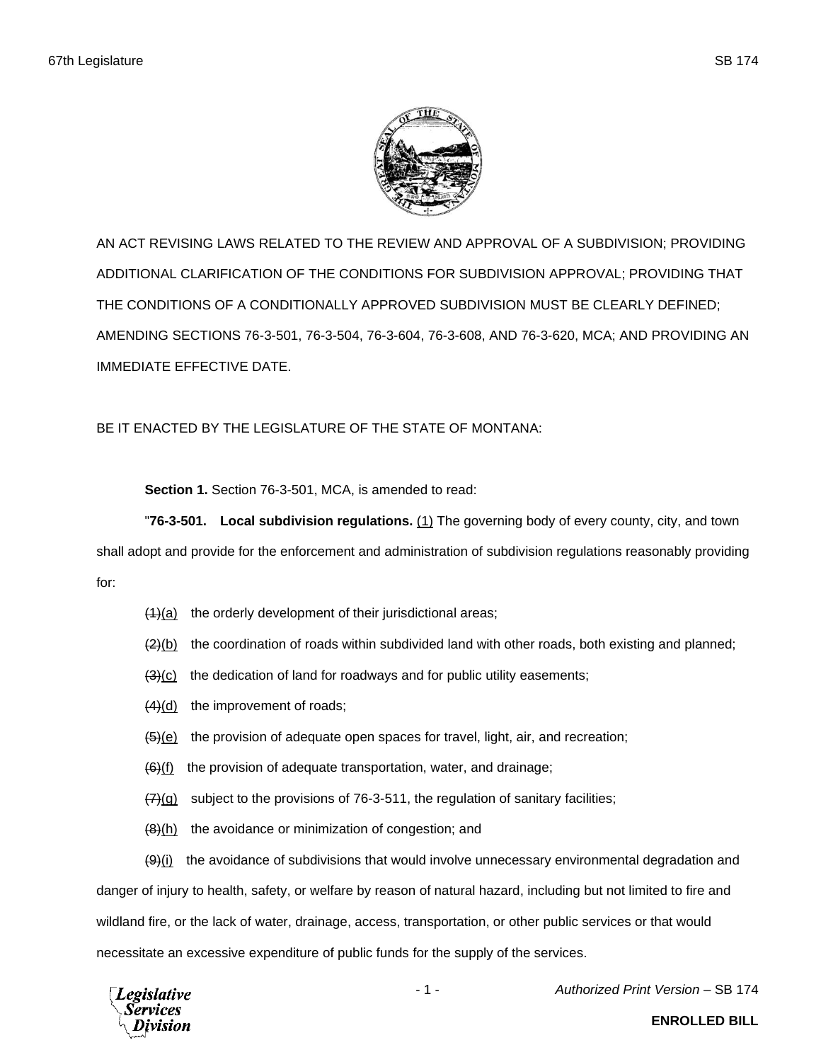AN ACT REVISING LAWS RELATED TO THE REVIEW AND APPROVAL OF A SUBDIVISION; PROVIDING ADDITIONAL CLARIFICATION OF THE CONDITIONS FOR SUBDIVISION APPROVAL; PROVIDING THAT THE CONDITIONS OF A CONDITIONALLY APPROVED SUBDIVISION MUST BE CLEARLY DEFINED; AMENDING SECTIONS 76-3-501, 76-3-504, 76-3-604, 76-3-608, AND 76-3-620, MCA; AND PROVIDING AN IMMEDIATE EFFECTIVE DATE.

BE IT ENACTED BY THE LEGISLATURE OF THE STATE OF MONTANA:

**Section 1.** Section 76-3-501, MCA, is amended to read:

"**76-3-501. Local subdivision regulations.** (1) The governing body of every county, city, and town shall adopt and provide for the enforcement and administration of subdivision regulations reasonably providing for:

~~(1)~~(a) the orderly development of their jurisdictional areas;

~~(2)~~(b) the coordination of roads within subdivided land with other roads, both existing and planned;

~~(3)~~(c) the dedication of land for roadways and for public utility easements;

~~(4)~~(d) the improvement of roads;

~~(5)~~(e) the provision of adequate open spaces for travel, light, air, and recreation;

~~(6)~~(f) the provision of adequate transportation, water, and drainage;

~~(7)~~(g) subject to the provisions of 76-3-511, the regulation of sanitary facilities;

~~(8)~~(h) the avoidance or minimization of congestion; and

~~(9)~~(i) the avoidance of subdivisions that would involve unnecessary environmental degradation and danger of injury to health, safety, or welfare by reason of natural hazard, including but not limited to fire and wildland fire, or the lack of water, drainage, access, transportation, or other public services or that would necessitate an excessive expenditure of public funds for the supply of the services.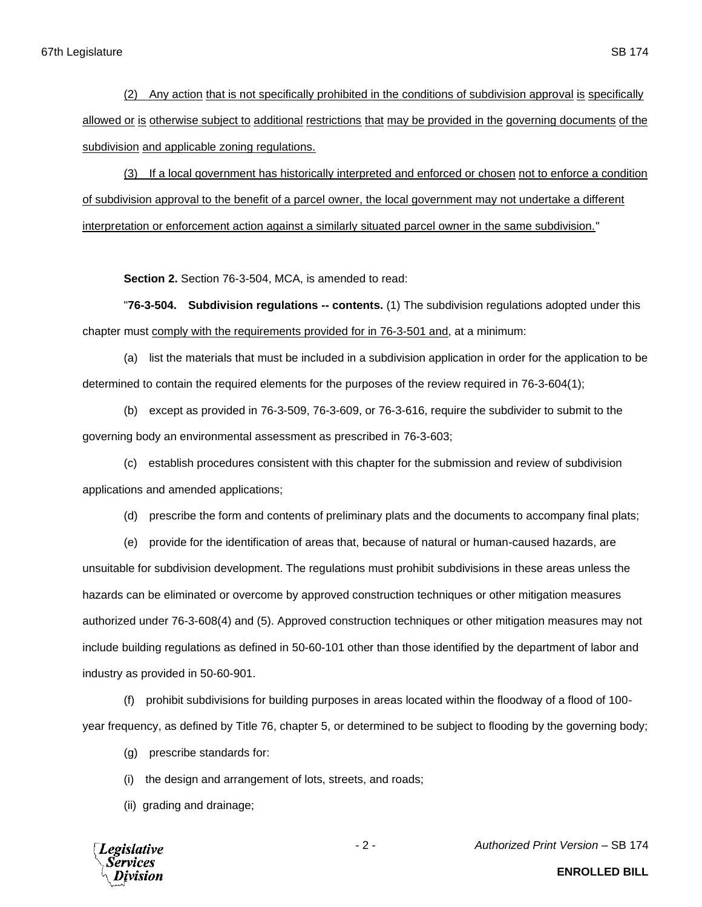(2) Any action that is not specifically prohibited in the conditions of subdivision approval is specifically allowed or is otherwise subject to additional restrictions that may be provided in the governing documents of the subdivision and applicable zoning regulations.

(3) If a local government has historically interpreted and enforced or chosen not to enforce a condition of subdivision approval to the benefit of a parcel owner, the local government may not undertake a different interpretation or enforcement action against a similarly situated parcel owner in the same subdivision."

**Section 2.** Section 76-3-504, MCA, is amended to read:

"**76-3-504. Subdivision regulations -- contents.** (1) The subdivision regulations adopted under this chapter must comply with the requirements provided for in 76-3-501 and, at a minimum:

(a) list the materials that must be included in a subdivision application in order for the application to be determined to contain the required elements for the purposes of the review required in 76-3-604(1);

(b) except as provided in 76-3-509, 76-3-609, or 76-3-616, require the subdivider to submit to the governing body an environmental assessment as prescribed in 76-3-603;

(c) establish procedures consistent with this chapter for the submission and review of subdivision applications and amended applications;

(d) prescribe the form and contents of preliminary plats and the documents to accompany final plats;

(e) provide for the identification of areas that, because of natural or human-caused hazards, are unsuitable for subdivision development. The regulations must prohibit subdivisions in these areas unless the hazards can be eliminated or overcome by approved construction techniques or other mitigation measures authorized under 76-3-608(4) and (5). Approved construction techniques or other mitigation measures may not include building regulations as defined in 50-60-101 other than those identified by the department of labor and industry as provided in 50-60-901.

(f) prohibit subdivisions for building purposes in areas located within the floodway of a flood of 100-year frequency, as defined by Title 76, chapter 5, or determined to be subject to flooding by the governing body;

(g) prescribe standards for:

(i) the design and arrangement of lots, streets, and roads;

(ii) grading and drainage;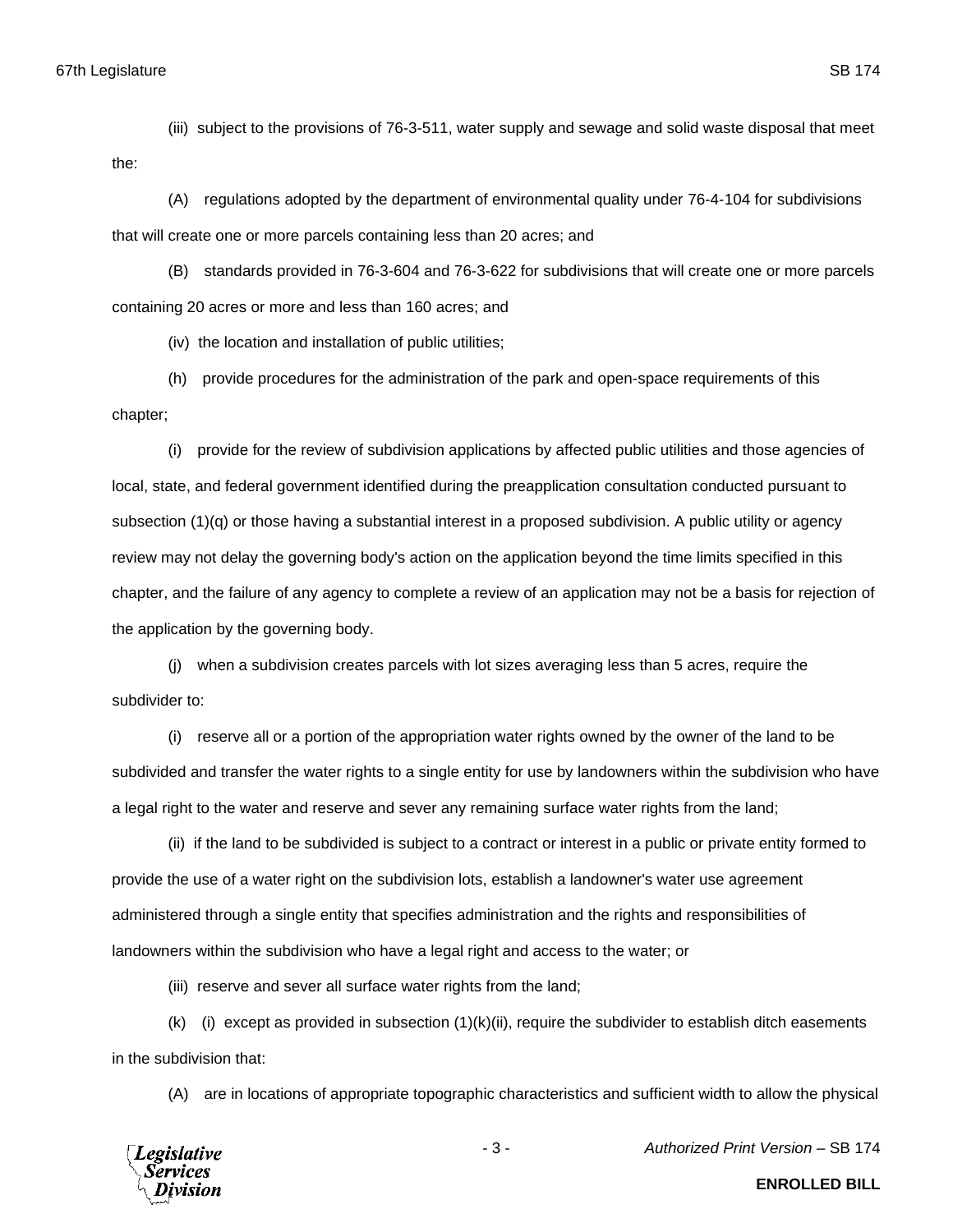(iii) subject to the provisions of 76-3-511, water supply and sewage and solid waste disposal that meet the:

(A) regulations adopted by the department of environmental quality under 76-4-104 for subdivisions that will create one or more parcels containing less than 20 acres; and

(B) standards provided in 76-3-604 and 76-3-622 for subdivisions that will create one or more parcels containing 20 acres or more and less than 160 acres; and

(iv) the location and installation of public utilities;

(h) provide procedures for the administration of the park and open-space requirements of this chapter;

(i) provide for the review of subdivision applications by affected public utilities and those agencies of local, state, and federal government identified during the preapplication consultation conducted pursuant to subsection (1)(q) or those having a substantial interest in a proposed subdivision. A public utility or agency review may not delay the governing body's action on the application beyond the time limits specified in this chapter, and the failure of any agency to complete a review of an application may not be a basis for rejection of the application by the governing body.

(j) when a subdivision creates parcels with lot sizes averaging less than 5 acres, require the subdivider to:

(i) reserve all or a portion of the appropriation water rights owned by the owner of the land to be subdivided and transfer the water rights to a single entity for use by landowners within the subdivision who have a legal right to the water and reserve and sever any remaining surface water rights from the land;

(ii) if the land to be subdivided is subject to a contract or interest in a public or private entity formed to provide the use of a water right on the subdivision lots, establish a landowner's water use agreement administered through a single entity that specifies administration and the rights and responsibilities of landowners within the subdivision who have a legal right and access to the water; or

(iii) reserve and sever all surface water rights from the land;

(k) (i) except as provided in subsection (1)(k)(ii), require the subdivider to establish ditch easements in the subdivision that:

(A) are in locations of appropriate topographic characteristics and sufficient width to allow the physical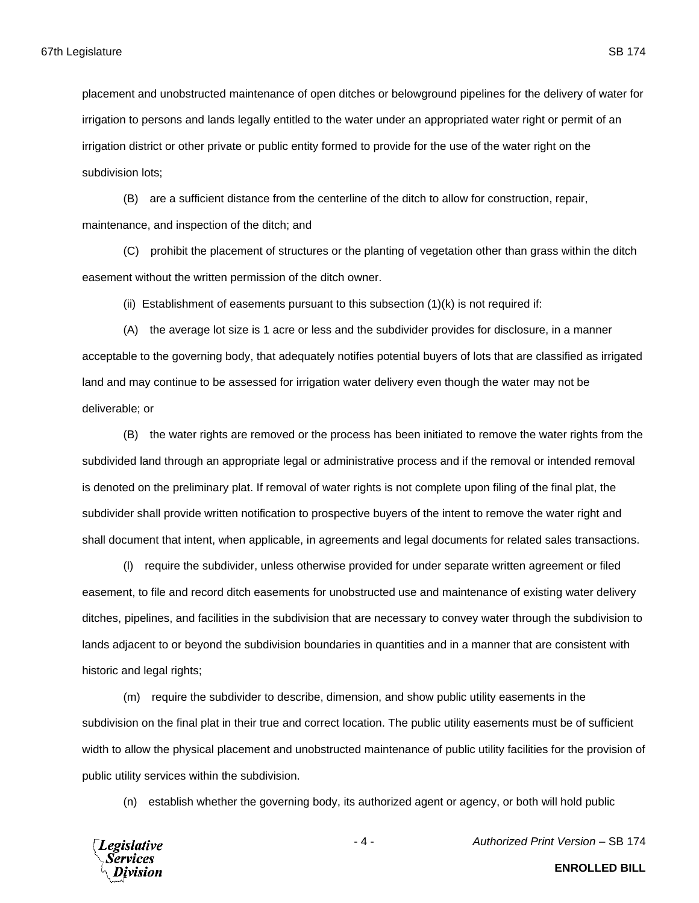placement and unobstructed maintenance of open ditches or belowground pipelines for the delivery of water for irrigation to persons and lands legally entitled to the water under an appropriated water right or permit of an irrigation district or other private or public entity formed to provide for the use of the water right on the subdivision lots;

(B) are a sufficient distance from the centerline of the ditch to allow for construction, repair, maintenance, and inspection of the ditch; and

(C) prohibit the placement of structures or the planting of vegetation other than grass within the ditch easement without the written permission of the ditch owner.

(ii) Establishment of easements pursuant to this subsection (1)(k) is not required if:

(A) the average lot size is 1 acre or less and the subdivider provides for disclosure, in a manner acceptable to the governing body, that adequately notifies potential buyers of lots that are classified as irrigated land and may continue to be assessed for irrigation water delivery even though the water may not be deliverable; or

(B) the water rights are removed or the process has been initiated to remove the water rights from the subdivided land through an appropriate legal or administrative process and if the removal or intended removal is denoted on the preliminary plat. If removal of water rights is not complete upon filing of the final plat, the subdivider shall provide written notification to prospective buyers of the intent to remove the water right and shall document that intent, when applicable, in agreements and legal documents for related sales transactions.

(l) require the subdivider, unless otherwise provided for under separate written agreement or filed easement, to file and record ditch easements for unobstructed use and maintenance of existing water delivery ditches, pipelines, and facilities in the subdivision that are necessary to convey water through the subdivision to lands adjacent to or beyond the subdivision boundaries in quantities and in a manner that are consistent with historic and legal rights;

(m) require the subdivider to describe, dimension, and show public utility easements in the subdivision on the final plat in their true and correct location. The public utility easements must be of sufficient width to allow the physical placement and unobstructed maintenance of public utility facilities for the provision of public utility services within the subdivision.

(n) establish whether the governing body, its authorized agent or agency, or both will hold public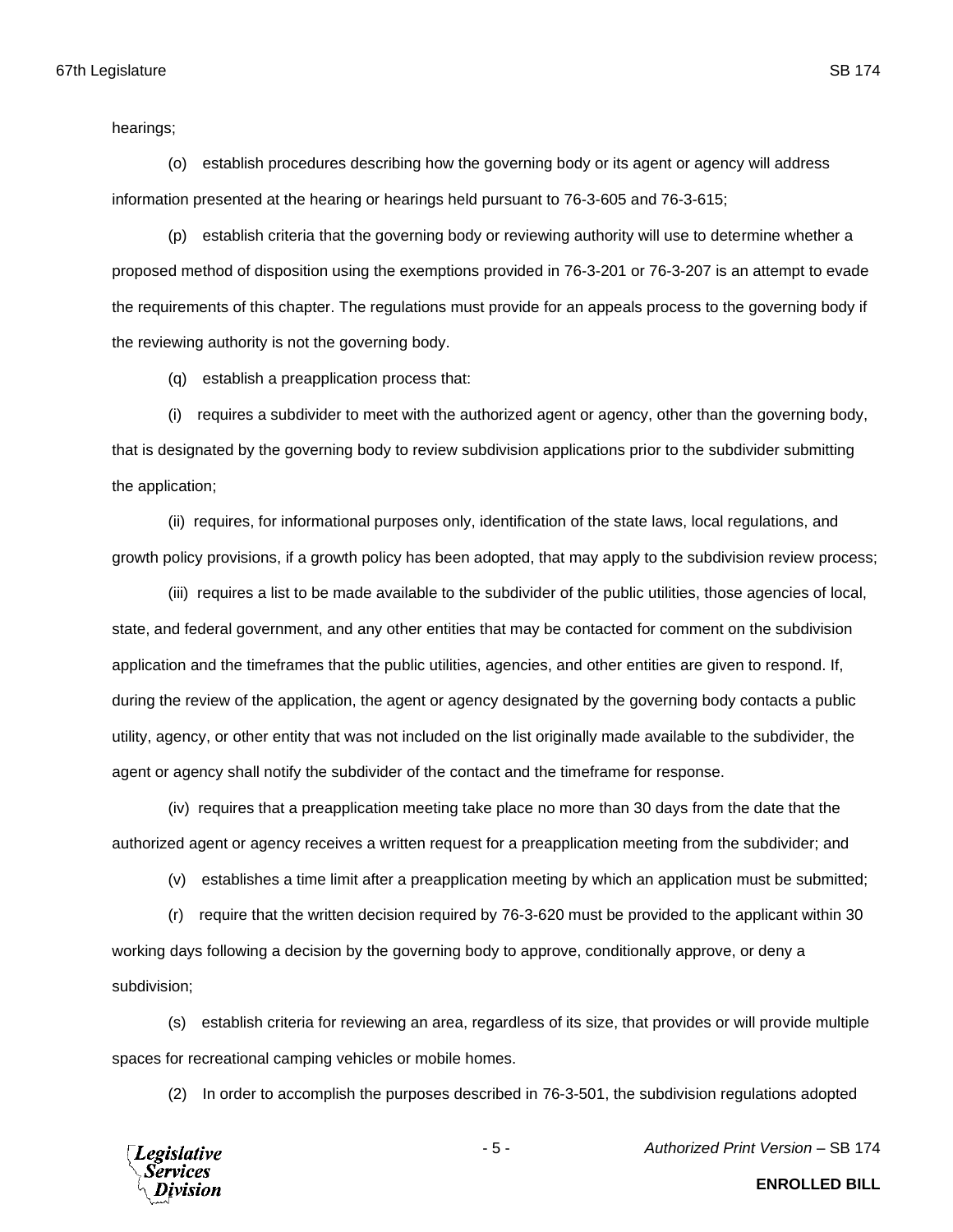hearings;

(o) establish procedures describing how the governing body or its agent or agency will address information presented at the hearing or hearings held pursuant to 76-3-605 and 76-3-615;

(p) establish criteria that the governing body or reviewing authority will use to determine whether a proposed method of disposition using the exemptions provided in 76-3-201 or 76-3-207 is an attempt to evade the requirements of this chapter. The regulations must provide for an appeals process to the governing body if the reviewing authority is not the governing body.

(q) establish a preapplication process that:

(i) requires a subdivider to meet with the authorized agent or agency, other than the governing body, that is designated by the governing body to review subdivision applications prior to the subdivider submitting the application;

(ii) requires, for informational purposes only, identification of the state laws, local regulations, and growth policy provisions, if a growth policy has been adopted, that may apply to the subdivision review process;

(iii) requires a list to be made available to the subdivider of the public utilities, those agencies of local, state, and federal government, and any other entities that may be contacted for comment on the subdivision application and the timeframes that the public utilities, agencies, and other entities are given to respond. If, during the review of the application, the agent or agency designated by the governing body contacts a public utility, agency, or other entity that was not included on the list originally made available to the subdivider, the agent or agency shall notify the subdivider of the contact and the timeframe for response.

(iv) requires that a preapplication meeting take place no more than 30 days from the date that the authorized agent or agency receives a written request for a preapplication meeting from the subdivider; and

(v) establishes a time limit after a preapplication meeting by which an application must be submitted;

(r) require that the written decision required by 76-3-620 must be provided to the applicant within 30 working days following a decision by the governing body to approve, conditionally approve, or deny a subdivision;

(s) establish criteria for reviewing an area, regardless of its size, that provides or will provide multiple spaces for recreational camping vehicles or mobile homes.

(2) In order to accomplish the purposes described in 76-3-501, the subdivision regulations adopted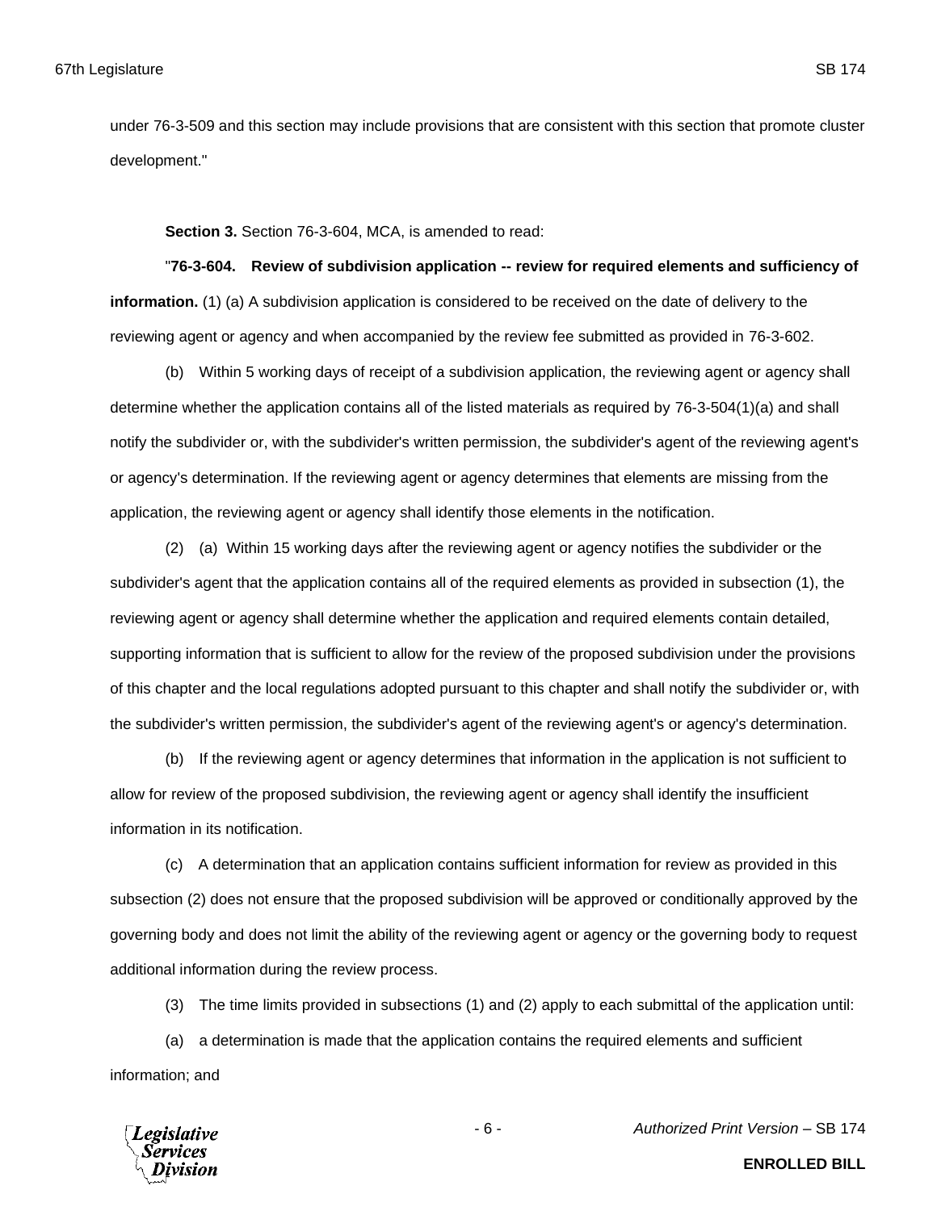under 76-3-509 and this section may include provisions that are consistent with this section that promote cluster development."

**Section 3.** Section 76-3-604, MCA, is amended to read:

"**76-3-604. Review of subdivision application -- review for required elements and sufficiency of information.** (1) (a) A subdivision application is considered to be received on the date of delivery to the reviewing agent or agency and when accompanied by the review fee submitted as provided in 76-3-602.

(b) Within 5 working days of receipt of a subdivision application, the reviewing agent or agency shall determine whether the application contains all of the listed materials as required by 76-3-504(1)(a) and shall notify the subdivider or, with the subdivider's written permission, the subdivider's agent of the reviewing agent's or agency's determination. If the reviewing agent or agency determines that elements are missing from the application, the reviewing agent or agency shall identify those elements in the notification.

(2) (a) Within 15 working days after the reviewing agent or agency notifies the subdivider or the subdivider's agent that the application contains all of the required elements as provided in subsection (1), the reviewing agent or agency shall determine whether the application and required elements contain detailed, supporting information that is sufficient to allow for the review of the proposed subdivision under the provisions of this chapter and the local regulations adopted pursuant to this chapter and shall notify the subdivider or, with the subdivider's written permission, the subdivider's agent of the reviewing agent's or agency's determination.

(b) If the reviewing agent or agency determines that information in the application is not sufficient to allow for review of the proposed subdivision, the reviewing agent or agency shall identify the insufficient information in its notification.

(c) A determination that an application contains sufficient information for review as provided in this subsection (2) does not ensure that the proposed subdivision will be approved or conditionally approved by the governing body and does not limit the ability of the reviewing agent or agency or the governing body to request additional information during the review process.

(3) The time limits provided in subsections (1) and (2) apply to each submittal of the application until:

(a) a determination is made that the application contains the required elements and sufficient information; and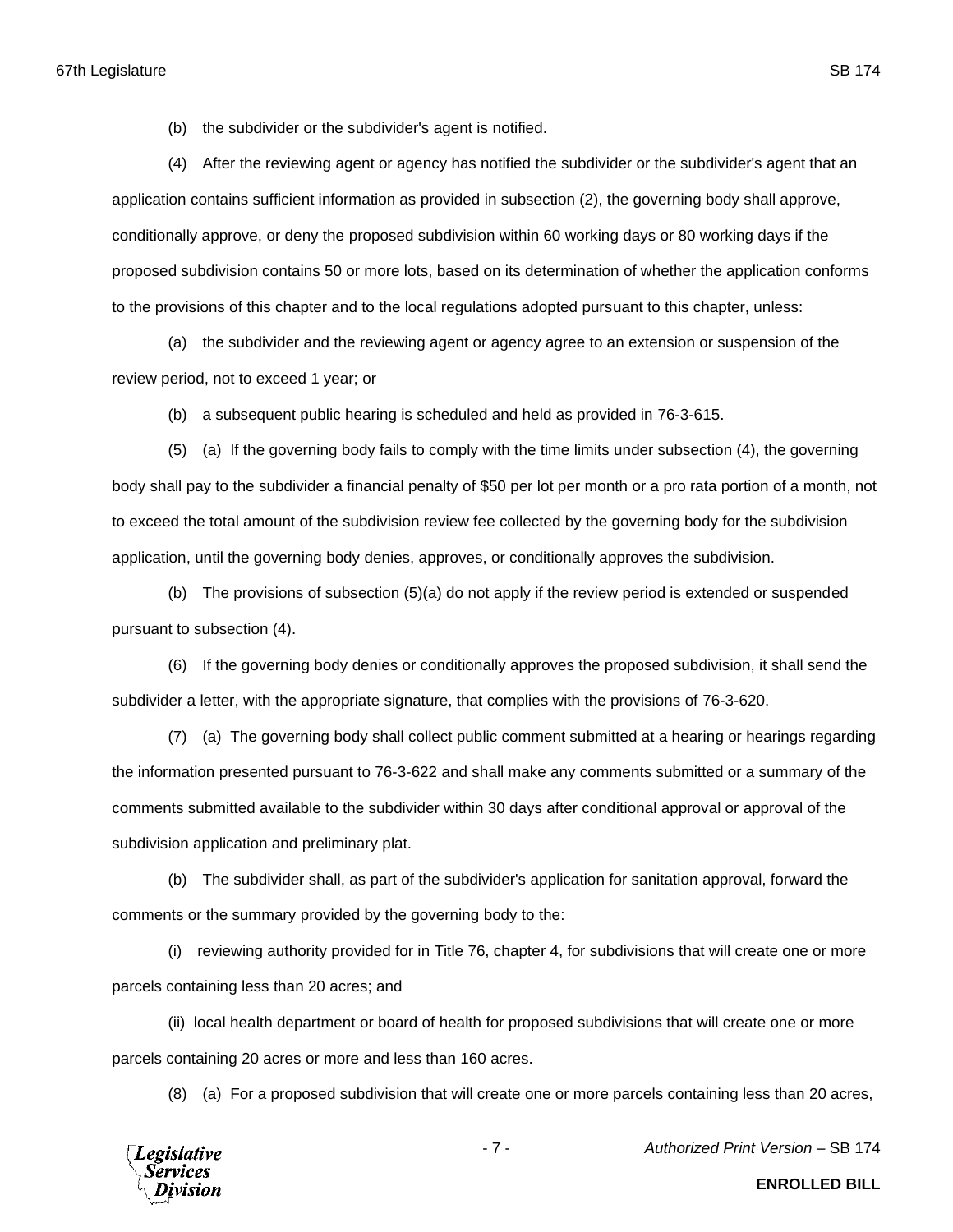(b) the subdivider or the subdivider's agent is notified.

(4) After the reviewing agent or agency has notified the subdivider or the subdivider's agent that an application contains sufficient information as provided in subsection (2), the governing body shall approve, conditionally approve, or deny the proposed subdivision within 60 working days or 80 working days if the proposed subdivision contains 50 or more lots, based on its determination of whether the application conforms to the provisions of this chapter and to the local regulations adopted pursuant to this chapter, unless:

(a) the subdivider and the reviewing agent or agency agree to an extension or suspension of the review period, not to exceed 1 year; or

(b) a subsequent public hearing is scheduled and held as provided in 76-3-615.

(5) (a) If the governing body fails to comply with the time limits under subsection (4), the governing body shall pay to the subdivider a financial penalty of $50 per lot per month or a pro rata portion of a month, not to exceed the total amount of the subdivision review fee collected by the governing body for the subdivision application, until the governing body denies, approves, or conditionally approves the subdivision.

(b) The provisions of subsection (5)(a) do not apply if the review period is extended or suspended pursuant to subsection (4).

(6) If the governing body denies or conditionally approves the proposed subdivision, it shall send the subdivider a letter, with the appropriate signature, that complies with the provisions of 76-3-620.

(7) (a) The governing body shall collect public comment submitted at a hearing or hearings regarding the information presented pursuant to 76-3-622 and shall make any comments submitted or a summary of the comments submitted available to the subdivider within 30 days after conditional approval or approval of the subdivision application and preliminary plat.

(b) The subdivider shall, as part of the subdivider's application for sanitation approval, forward the comments or the summary provided by the governing body to the:

(i) reviewing authority provided for in Title 76, chapter 4, for subdivisions that will create one or more parcels containing less than 20 acres; and

(ii) local health department or board of health for proposed subdivisions that will create one or more parcels containing 20 acres or more and less than 160 acres.

(8) (a) For a proposed subdivision that will create one or more parcels containing less than 20 acres,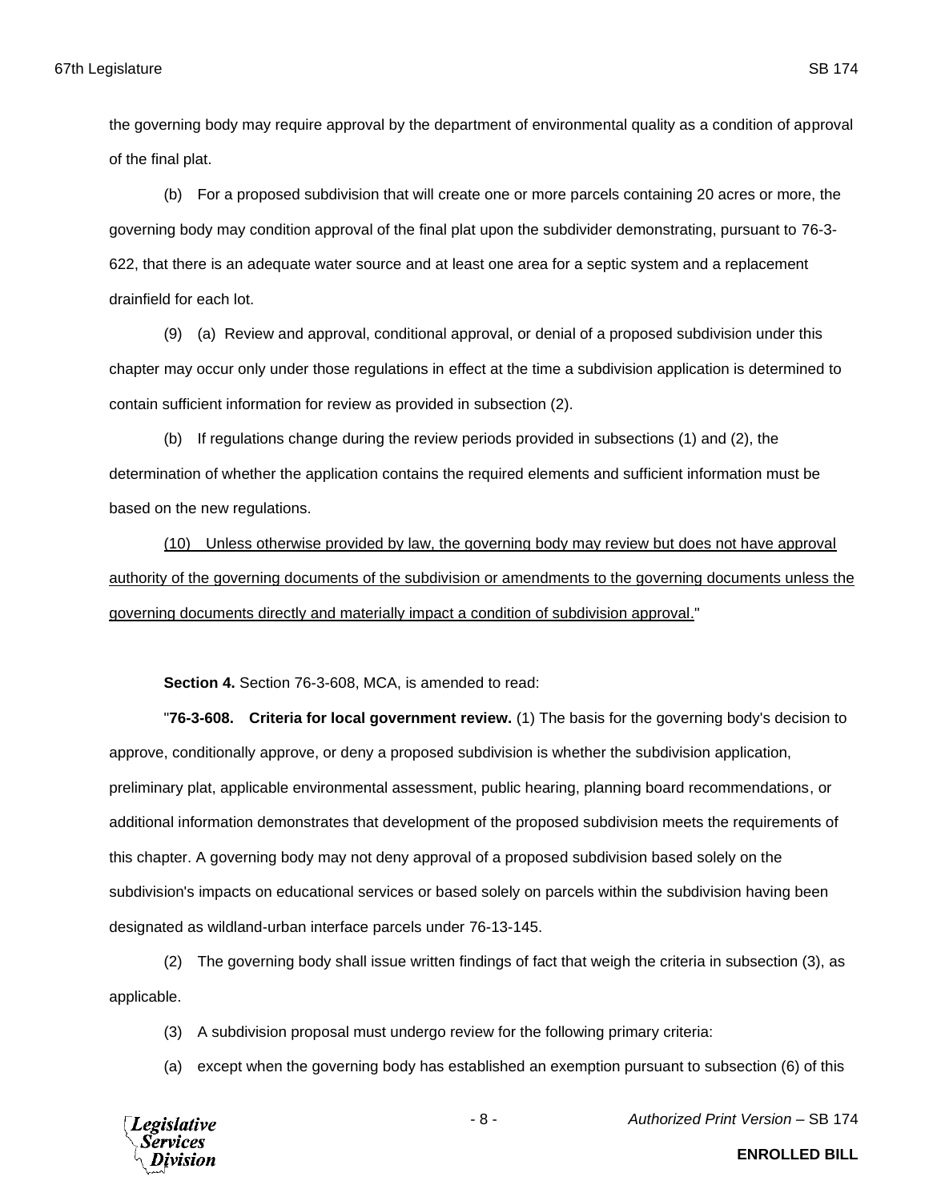the governing body may require approval by the department of environmental quality as a condition of approval of the final plat.

(b) For a proposed subdivision that will create one or more parcels containing 20 acres or more, the governing body may condition approval of the final plat upon the subdivider demonstrating, pursuant to 76-3-622, that there is an adequate water source and at least one area for a septic system and a replacement drainfield for each lot.

(9) (a) Review and approval, conditional approval, or denial of a proposed subdivision under this chapter may occur only under those regulations in effect at the time a subdivision application is determined to contain sufficient information for review as provided in subsection (2).

(b) If regulations change during the review periods provided in subsections (1) and (2), the determination of whether the application contains the required elements and sufficient information must be based on the new regulations.

<u>(10) Unless otherwise provided by law, the governing body may review but does not have approval authority of the governing documents of the subdivision or amendments to the governing documents unless the governing documents directly and materially impact a condition of subdivision approval.</u>"

**Section 4.** Section 76-3-608, MCA, is amended to read:

"**76-3-608. Criteria for local government review.** (1) The basis for the governing body's decision to approve, conditionally approve, or deny a proposed subdivision is whether the subdivision application, preliminary plat, applicable environmental assessment, public hearing, planning board recommendations, or additional information demonstrates that development of the proposed subdivision meets the requirements of this chapter. A governing body may not deny approval of a proposed subdivision based solely on the subdivision's impacts on educational services or based solely on parcels within the subdivision having been designated as wildland-urban interface parcels under 76-13-145.

(2) The governing body shall issue written findings of fact that weigh the criteria in subsection (3), as applicable.

(3) A subdivision proposal must undergo review for the following primary criteria:

(a) except when the governing body has established an exemption pursuant to subsection (6) of this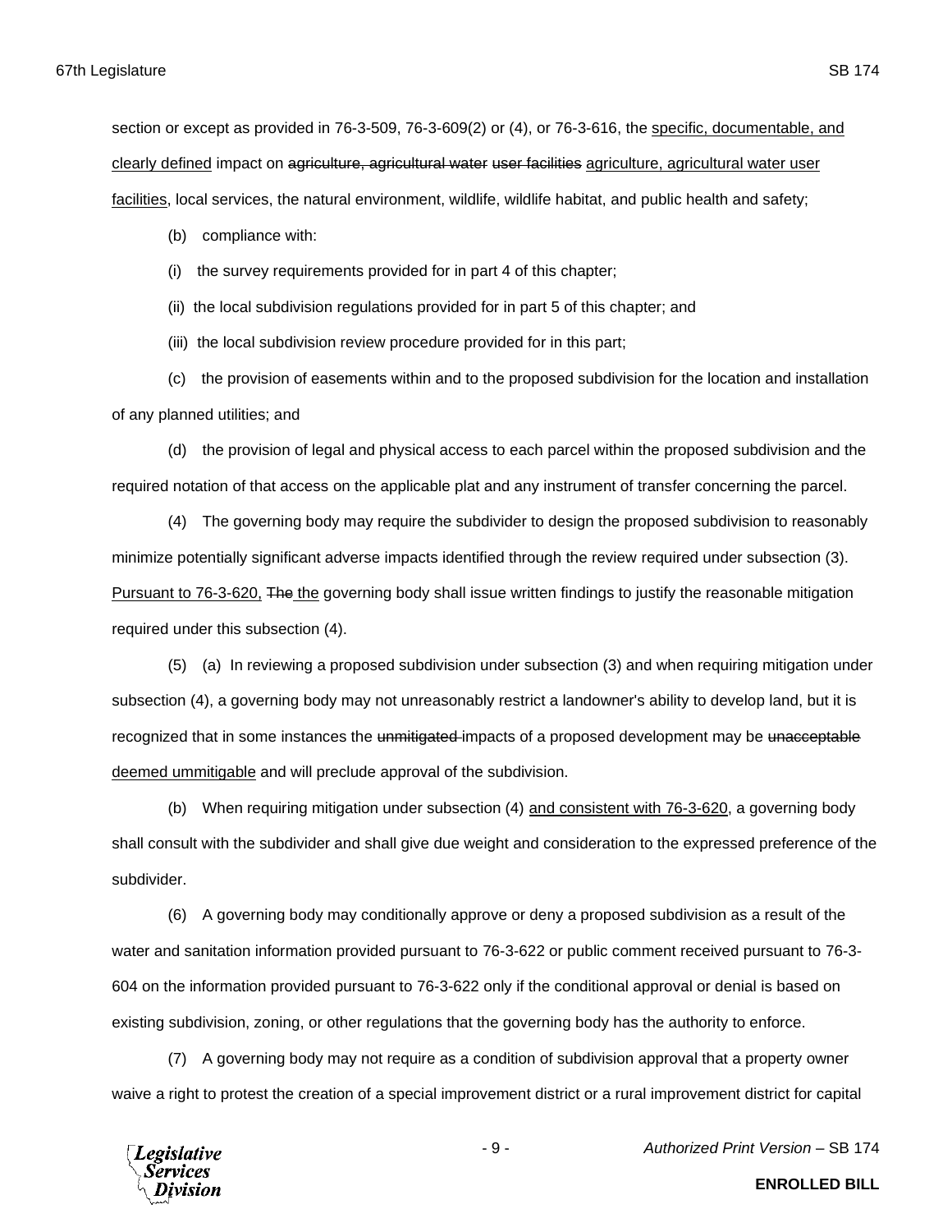section or except as provided in 76-3-509, 76-3-609(2) or (4), or 76-3-616, the <u>specific, documentable, and clearly defined</u> impact on ~~agriculture, agricultural water~~ ~~user facilities~~ <u>agriculture, agricultural water user facilities</u>, local services, the natural environment, wildlife, wildlife habitat, and public health and safety;

(b) compliance with:

(i) the survey requirements provided for in part 4 of this chapter;

(ii) the local subdivision regulations provided for in part 5 of this chapter; and

(iii) the local subdivision review procedure provided for in this part;

(c) the provision of easements within and to the proposed subdivision for the location and installation of any planned utilities; and

(d) the provision of legal and physical access to each parcel within the proposed subdivision and the required notation of that access on the applicable plat and any instrument of transfer concerning the parcel.

(4) The governing body may require the subdivider to design the proposed subdivision to reasonably minimize potentially significant adverse impacts identified through the review required under subsection (3). <u>Pursuant to 76-3-620,</u> ~~The~~ <u>the</u> governing body shall issue written findings to justify the reasonable mitigation required under this subsection (4).

(5) (a) In reviewing a proposed subdivision under subsection (3) and when requiring mitigation under subsection (4), a governing body may not unreasonably restrict a landowner's ability to develop land, but it is recognized that in some instances the ~~unmitigated~~ impacts of a proposed development may be ~~unacceptable~~ <u>deemed ummitigable</u> and will preclude approval of the subdivision.

(b) When requiring mitigation under subsection (4) <u>and consistent with 76-3-620</u>, a governing body shall consult with the subdivider and shall give due weight and consideration to the expressed preference of the subdivider.

(6) A governing body may conditionally approve or deny a proposed subdivision as a result of the water and sanitation information provided pursuant to 76-3-622 or public comment received pursuant to 76-3-604 on the information provided pursuant to 76-3-622 only if the conditional approval or denial is based on existing subdivision, zoning, or other regulations that the governing body has the authority to enforce.

(7) A governing body may not require as a condition of subdivision approval that a property owner waive a right to protest the creation of a special improvement district or a rural improvement district for capital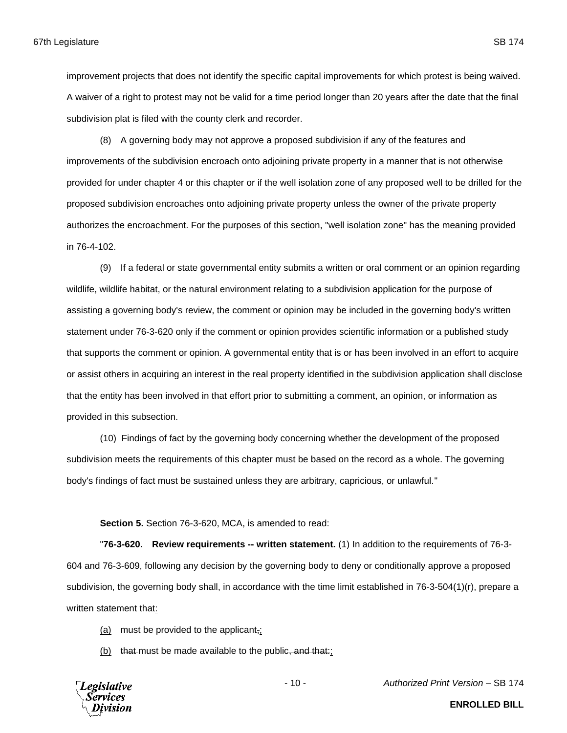improvement projects that does not identify the specific capital improvements for which protest is being waived. A waiver of a right to protest may not be valid for a time period longer than 20 years after the date that the final subdivision plat is filed with the county clerk and recorder.

(8) A governing body may not approve a proposed subdivision if any of the features and improvements of the subdivision encroach onto adjoining private property in a manner that is not otherwise provided for under chapter 4 or this chapter or if the well isolation zone of any proposed well to be drilled for the proposed subdivision encroaches onto adjoining private property unless the owner of the private property authorizes the encroachment. For the purposes of this section, "well isolation zone" has the meaning provided in 76-4-102.

(9) If a federal or state governmental entity submits a written or oral comment or an opinion regarding wildlife, wildlife habitat, or the natural environment relating to a subdivision application for the purpose of assisting a governing body's review, the comment or opinion may be included in the governing body's written statement under 76-3-620 only if the comment or opinion provides scientific information or a published study that supports the comment or opinion. A governmental entity that is or has been involved in an effort to acquire or assist others in acquiring an interest in the real property identified in the subdivision application shall disclose that the entity has been involved in that effort prior to submitting a comment, an opinion, or information as provided in this subsection.

(10) Findings of fact by the governing body concerning whether the development of the proposed subdivision meets the requirements of this chapter must be based on the record as a whole. The governing body's findings of fact must be sustained unless they are arbitrary, capricious, or unlawful."

**Section 5.** Section 76-3-620, MCA, is amended to read:

"**76-3-620. Review requirements -- written statement.** <u>(1)</u> In addition to the requirements of 76-3-604 and 76-3-609, following any decision by the governing body to deny or conditionally approve a proposed subdivision, the governing body shall, in accordance with the time limit established in 76-3-504(1)(r), prepare a written statement that<u>:</u>

<u>(a)</u> must be provided to the applicant~~,~~<u>;</u>

<u>(b)</u> ~~that~~ must be made available to the public~~, and that:~~<u>;</u>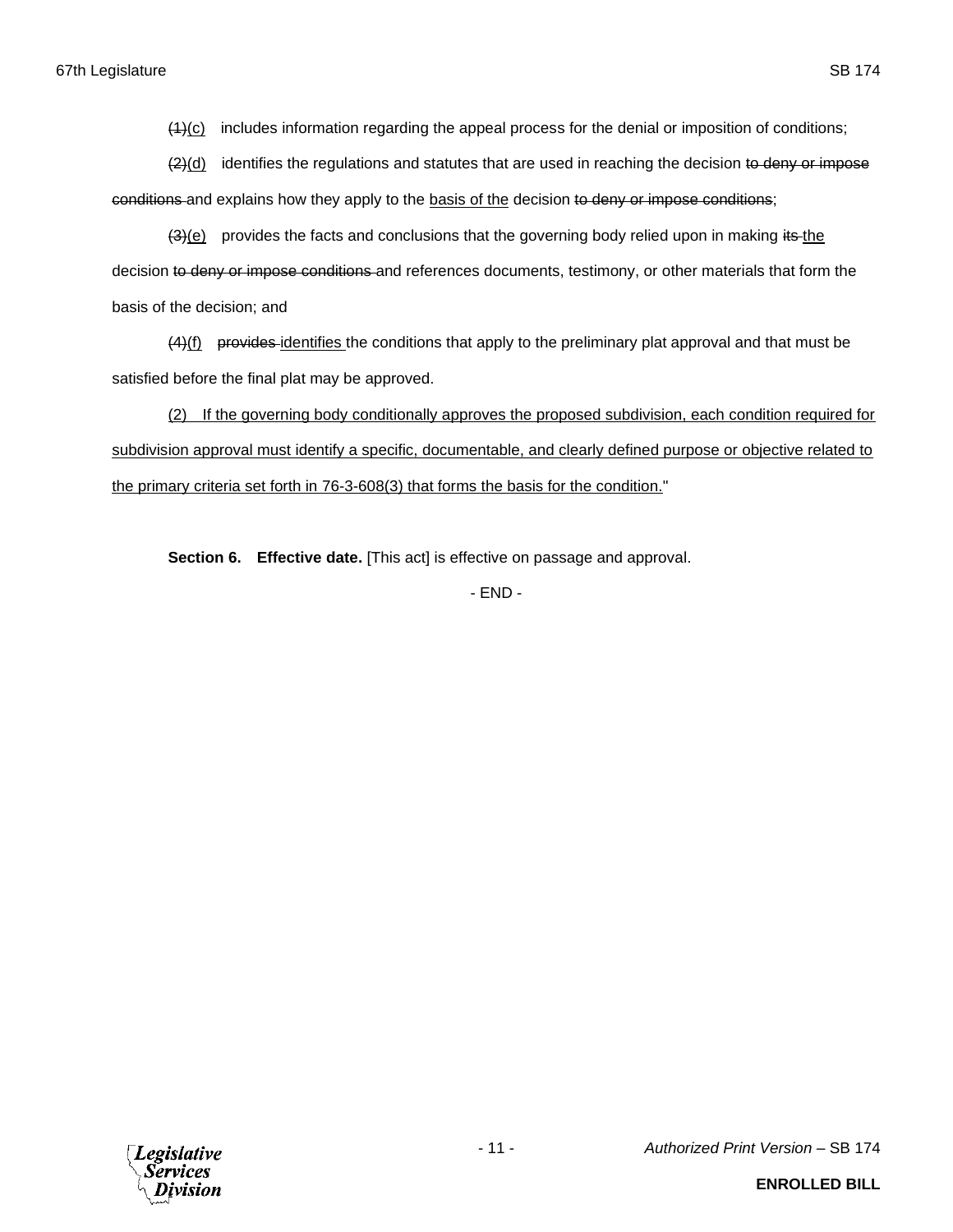~~(1)~~<u>(c)</u> includes information regarding the appeal process for the denial or imposition of conditions;

~~(2)~~<u>(d)</u> identifies the regulations and statutes that are used in reaching the decision ~~to deny or impose conditions~~ and explains how they apply to the <u>basis of the</u> decision ~~to deny or impose conditions~~;

~~(3)~~<u>(e)</u> provides the facts and conclusions that the governing body relied upon in making ~~its~~ <u>the</u> decision ~~to deny or impose conditions~~ and references documents, testimony, or other materials that form the basis of the decision; and

~~(4)~~<u>(f)</u> ~~provides~~ <u>identifies</u> the conditions that apply to the preliminary plat approval and that must be satisfied before the final plat may be approved.

<u>(2) If the governing body conditionally approves the proposed subdivision, each condition required for subdivision approval must identify a specific, documentable, and clearly defined purpose or objective related to the primary criteria set forth in 76-3-608(3) that forms the basis for the condition.</u>"

**Section 6. Effective date.** [This act] is effective on passage and approval.

- END -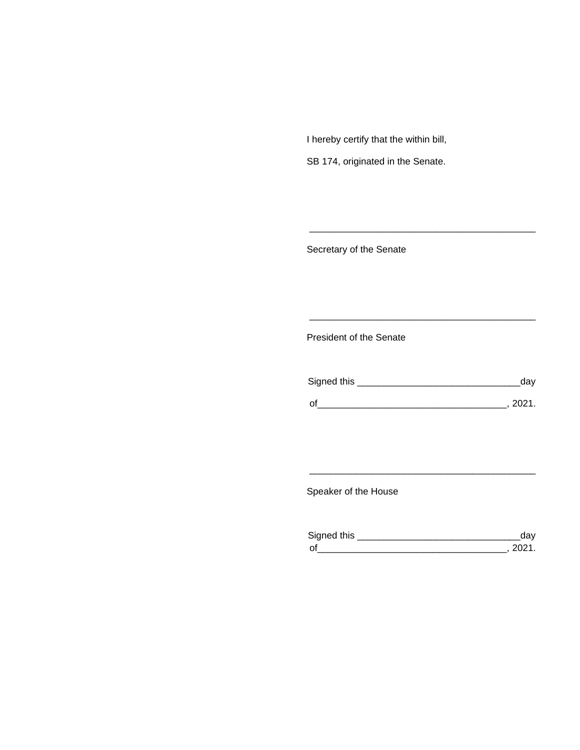I hereby certify that the within bill,

SB 174, originated in the Senate.

\_\_\_\_\_\_\_\_\_\_\_\_\_\_\_\_\_\_\_\_\_\_\_\_\_\_\_\_\_\_\_\_\_\_\_\_\_\_\_\_\_\_\_\_

Secretary of the Senate

\_\_\_\_\_\_\_\_\_\_\_\_\_\_\_\_\_\_\_\_\_\_\_\_\_\_\_\_\_\_\_\_\_\_\_\_\_\_\_\_\_\_\_\_

President of the Senate

Signed this \_\_\_\_\_\_\_\_\_\_\_\_\_\_\_\_\_\_\_\_\_\_\_\_\_\_\_\_\_\_\_day

of\_\_\_\_\_\_\_\_\_\_\_\_\_\_\_\_\_\_\_\_\_\_\_\_\_\_\_\_\_\_\_\_\_\_\_\_, 2021.

\_\_\_\_\_\_\_\_\_\_\_\_\_\_\_\_\_\_\_\_\_\_\_\_\_\_\_\_\_\_\_\_\_\_\_\_\_\_\_\_\_\_\_\_

Speaker of the House

Signed this \_\_\_\_\_\_\_\_\_\_\_\_\_\_\_\_\_\_\_\_\_\_\_\_\_\_\_\_\_\_\_day

of\_\_\_\_\_\_\_\_\_\_\_\_\_\_\_\_\_\_\_\_\_\_\_\_\_\_\_\_\_\_\_\_\_\_\_\_, 2021.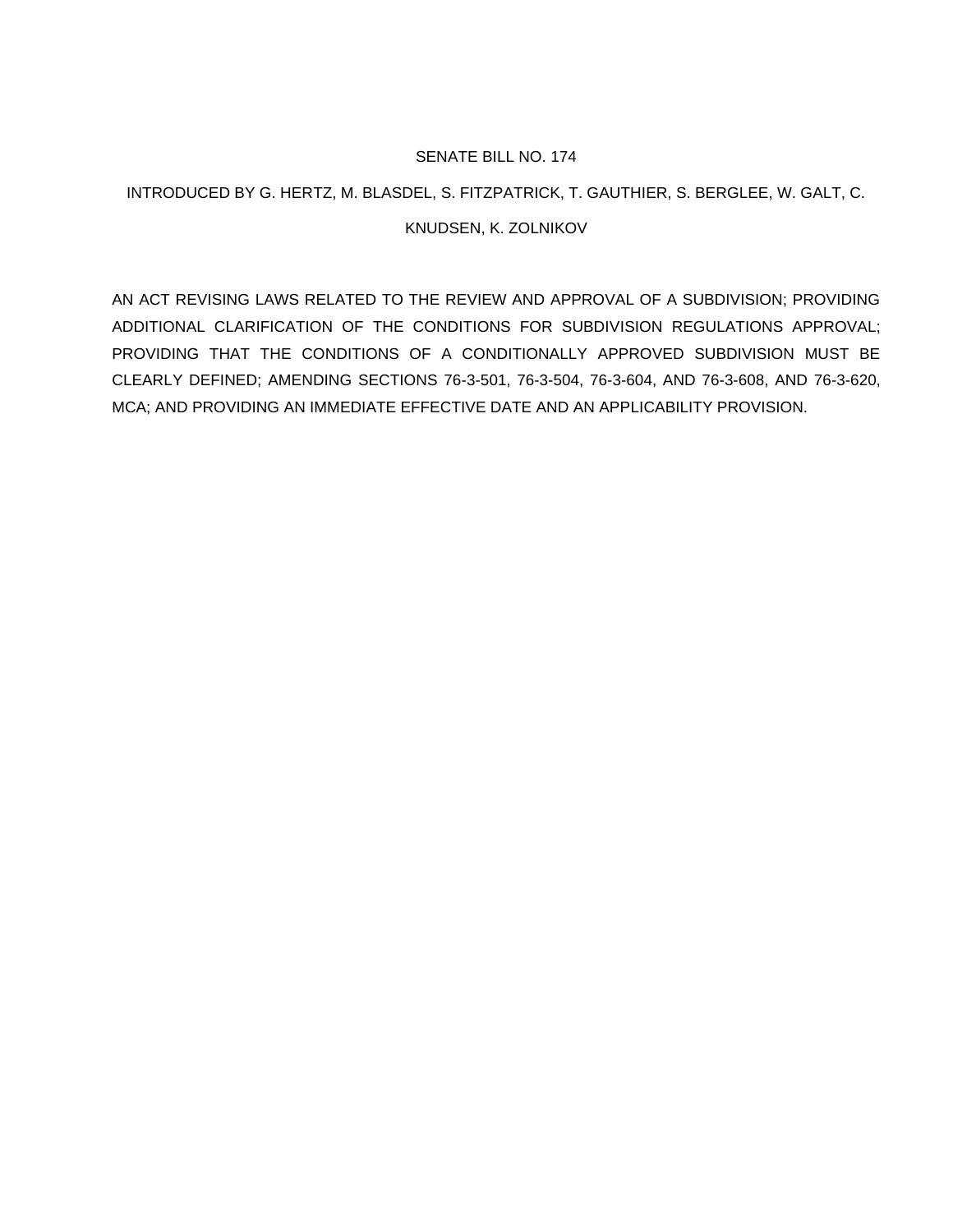SENATE BILL NO. 174

INTRODUCED BY G. HERTZ, M. BLASDEL, S. FITZPATRICK, T. GAUTHIER, S. BERGLEE, W. GALT, C. KNUDSEN, K. ZOLNIKOV

AN ACT REVISING LAWS RELATED TO THE REVIEW AND APPROVAL OF A SUBDIVISION; PROVIDING ADDITIONAL CLARIFICATION OF THE CONDITIONS FOR SUBDIVISION REGULATIONS APPROVAL; PROVIDING THAT THE CONDITIONS OF A CONDITIONALLY APPROVED SUBDIVISION MUST BE CLEARLY DEFINED; AMENDING SECTIONS 76-3-501, 76-3-504, 76-3-604, AND 76-3-608, AND 76-3-620, MCA; AND PROVIDING AN IMMEDIATE EFFECTIVE DATE AND AN APPLICABILITY PROVISION.